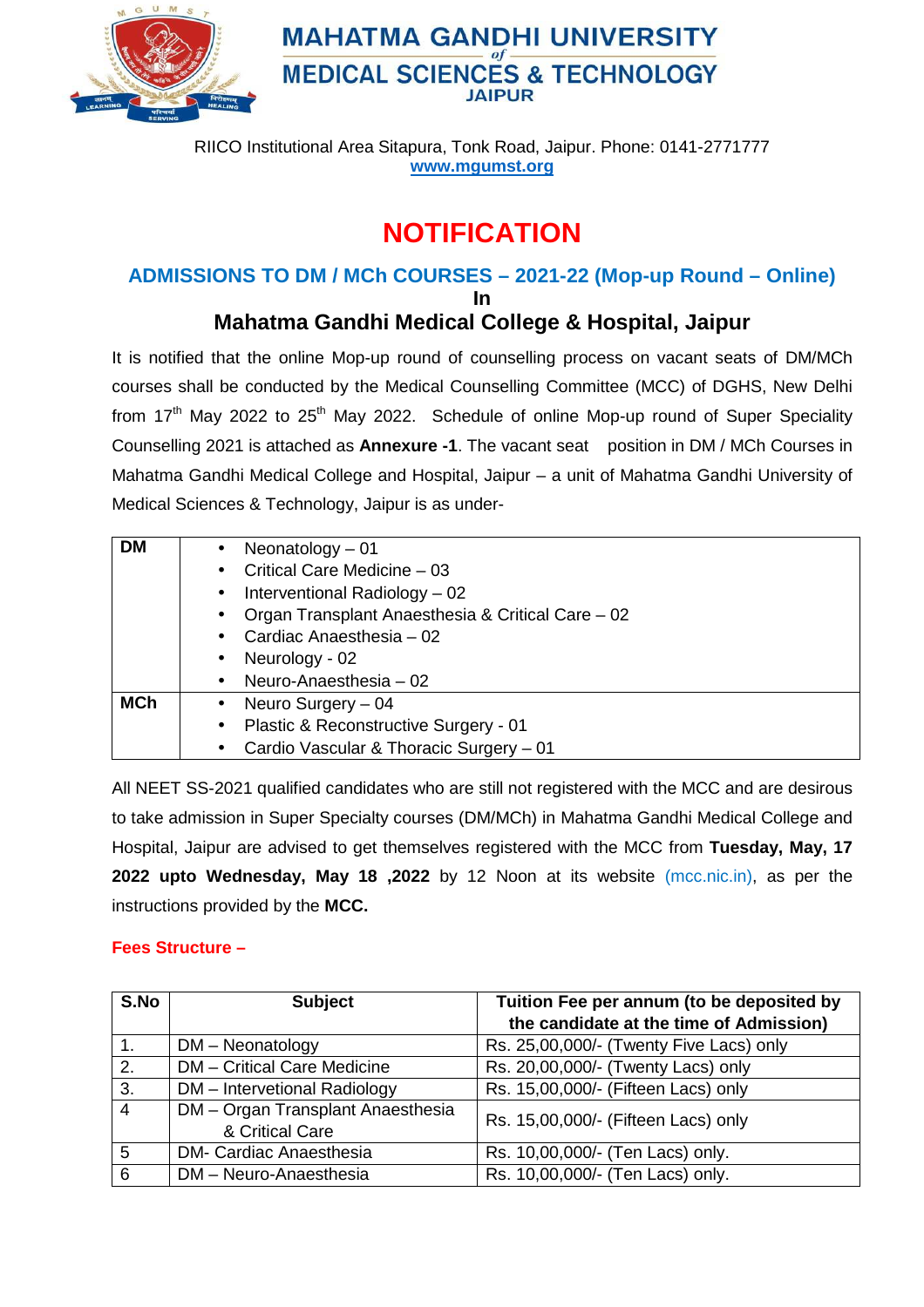# MAHATMA GANDHI UNIVERSITY of MEDICAL SCIENCES & TECHNOLOGY

**JAIPUR**

RIICO Institutional Area Sitapura, Tonk Road, Jaipur. Phone: 0141-2771777

**www.mgumst.org**

# NOTIFICATION

## ADMISSIONS TO DM / MCh COURSES – 2021-22 (Mop-up Round – Online)

**In**

## Mahatma Gandhi Medical College & Hospital, Jaipur

It is notified that the online Mop-up round of counselling process on vacant seats of DM/MCh courses shall be conducted by the Medical Counselling Committee (MCC) of DGHS, New Delhi from 17th May 2022 to 25th May 2022. Schedule of online Mop-up round of Super Speciality Counselling 2021 is attached as **Annexure -1**. The vacant seat position in DM / MCh Courses in Mahatma Gandhi Medical College and Hospital, Jaipur – a unit of Mahatma Gandhi University of Medical Sciences & Technology, Jaipur is as under-

| | |
|---|---|
| **DM** | • Neonatology – 01<br>• Critical Care Medicine – 03<br>• Interventional Radiology – 02<br>• Organ Transplant Anaesthesia & Critical Care – 02<br>• Cardiac Anaesthesia – 02<br>• Neurology - 02<br>• Neuro-Anaesthesia – 02 |
| **MCh** | • Neuro Surgery – 04<br>• Plastic & Reconstructive Surgery - 01<br>• Cardio Vascular & Thoracic Surgery – 01 |

All NEET SS-2021 qualified candidates who are still not registered with the MCC and are desirous to take admission in Super Specialty courses (DM/MCh) in Mahatma Gandhi Medical College and Hospital, Jaipur are advised to get themselves registered with the MCC from **Tuesday, May, 17 2022 upto Wednesday, May 18 ,2022** by 12 Noon at its website (mcc.nic.in), as per the instructions provided by the **MCC.**

**Fees Structure –**

| S.No | Subject | Tuition Fee per annum (to be deposited by the candidate at the time of Admission) |
|---|---|---|
| 1. | DM – Neonatology | Rs. 25,00,000/- (Twenty Five Lacs) only |
| 2. | DM – Critical Care Medicine | Rs. 20,00,000/- (Twenty Lacs) only |
| 3. | DM – Intervetional Radiology | Rs. 15,00,000/- (Fifteen Lacs) only |
| 4 | DM – Organ Transplant Anaesthesia & Critical Care | Rs. 15,00,000/- (Fifteen Lacs) only |
| 5 | DM- Cardiac Anaesthesia | Rs. 10,00,000/- (Ten Lacs) only. |
| 6 | DM – Neuro-Anaesthesia | Rs. 10,00,000/- (Ten Lacs) only. |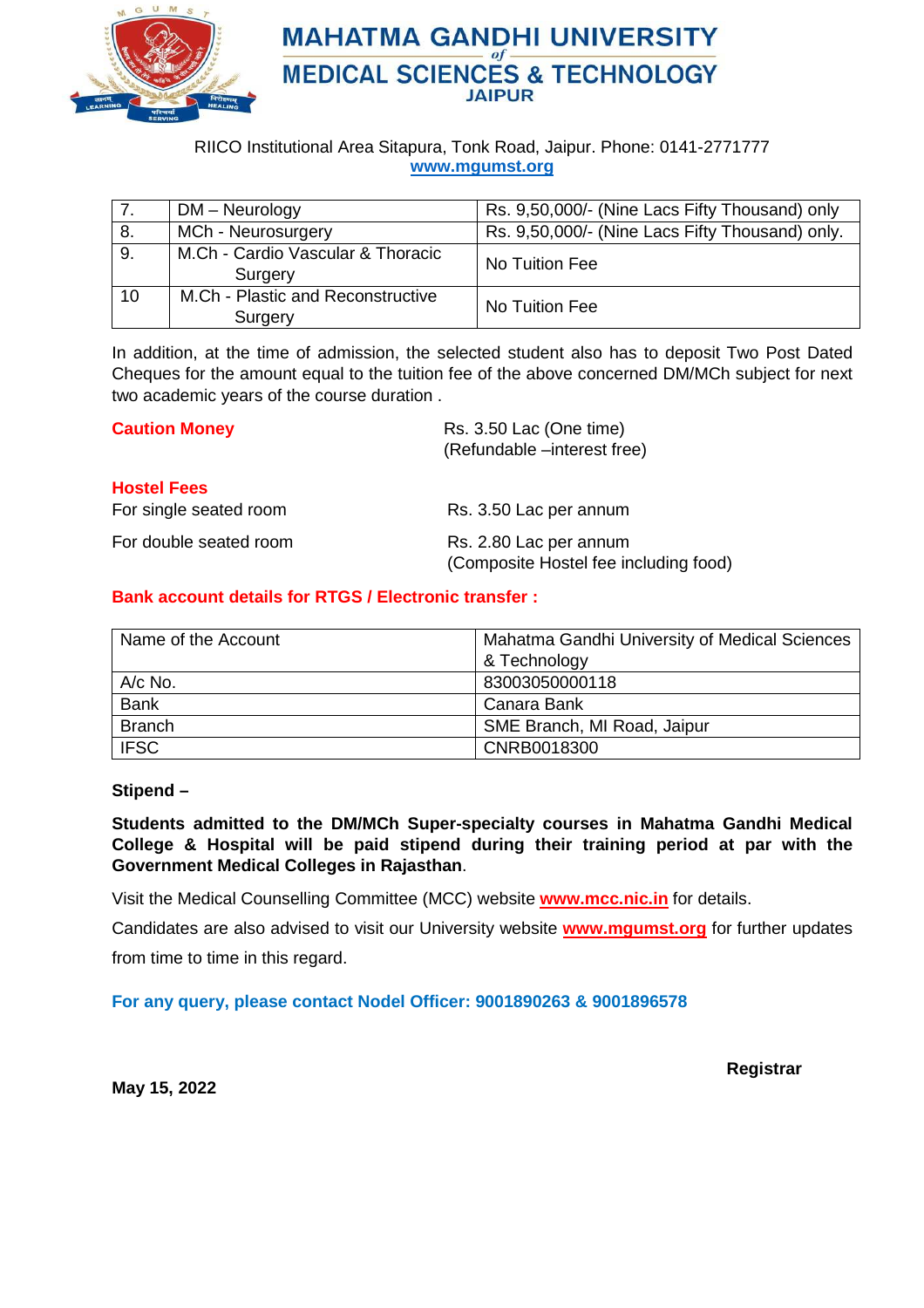# MAHATMA GANDHI UNIVERSITY of MEDICAL SCIENCES & TECHNOLOGY
## JAIPUR

RIICO Institutional Area Sitapura, Tonk Road, Jaipur. Phone: 0141-2771777
www.mgumst.org

| 7. | DM – Neurology | Rs. 9,50,000/- (Nine Lacs Fifty Thousand) only |
|---|---|---|
| 8. | MCh - Neurosurgery | Rs. 9,50,000/- (Nine Lacs Fifty Thousand) only. |
| 9. | M.Ch - Cardio Vascular & Thoracic Surgery | No Tuition Fee |
| 10 | M.Ch - Plastic and Reconstructive Surgery | No Tuition Fee |

In addition, at the time of admission, the selected student also has to deposit Two Post Dated Cheques for the amount equal to the tuition fee of the above concerned DM/MCh subject for next two academic years of the course duration .

**Caution Money** — Rs. 3.50 Lac (One time)
(Refundable –interest free)

**Hostel Fees**

For single seated room — Rs. 3.50 Lac per annum

For double seated room — Rs. 2.80 Lac per annum
(Composite Hostel fee including food)

**Bank account details for RTGS / Electronic transfer :**

| Name of the Account | Mahatma Gandhi University of Medical Sciences & Technology |
|---|---|
| A/c No. | 83003050000118 |
| Bank | Canara Bank |
| Branch | SME Branch, MI Road, Jaipur |
| IFSC | CNRB0018300 |

**Stipend –**

**Students admitted to the DM/MCh Super-specialty courses in Mahatma Gandhi Medical College & Hospital will be paid stipend during their training period at par with the Government Medical Colleges in Rajasthan**.

Visit the Medical Counselling Committee (MCC) website **www.mcc.nic.in** for details.

Candidates are also advised to visit our University website **www.mgumst.org** for further updates from time to time in this regard.

**For any query, please contact Nodel Officer: 9001890263 & 9001896578**

**Registrar**

**May 15, 2022**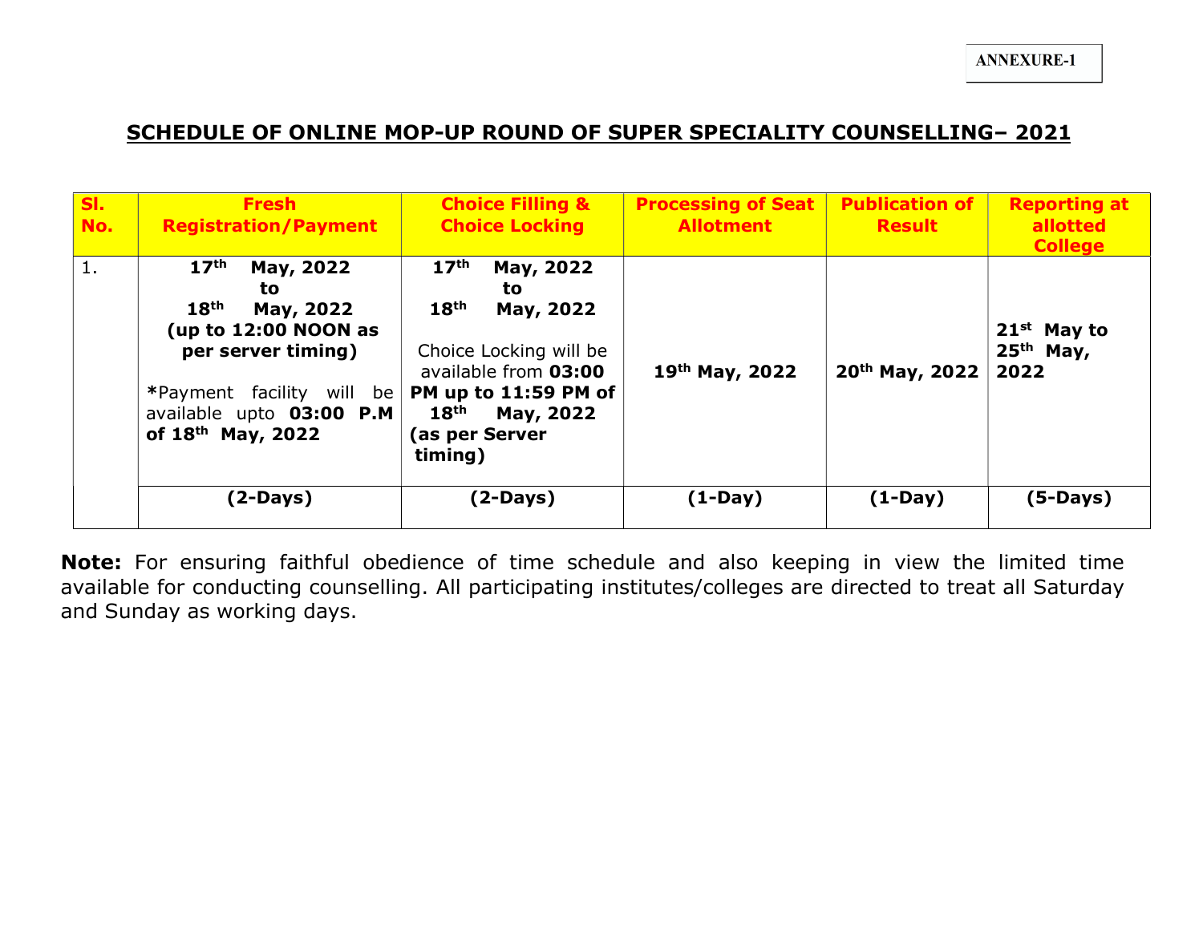ANNEXURE-1

## SCHEDULE OF ONLINE MOP-UP ROUND OF SUPER SPECIALITY COUNSELLING– 2021

| Sl. No. | Fresh Registration/Payment | Choice Filling & Choice Locking | Processing of Seat Allotment | Publication of Result | Reporting at allotted College |
|---|---|---|---|---|---|
| 1. | **17th May, 2022 to 18th May, 2022 (up to 12:00 NOON as per server timing)**<br><br>***Payment facility will be available upto 03:00 P.M of 18th May, 2022** | **17th May, 2022 to 18th May, 2022**<br><br>Choice Locking will be available from **03:00 PM up to 11:59 PM of 18th May, 2022 (as per Server timing)** | **19th May, 2022** | **20th May, 2022** | **21st May to 25th May, 2022** |
| | **(2-Days)** | **(2-Days)** | **(1-Day)** | **(1-Day)** | **(5-Days)** |

**Note:** For ensuring faithful obedience of time schedule and also keeping in view the limited time available for conducting counselling. All participating institutes/colleges are directed to treat all Saturday and Sunday as working days.